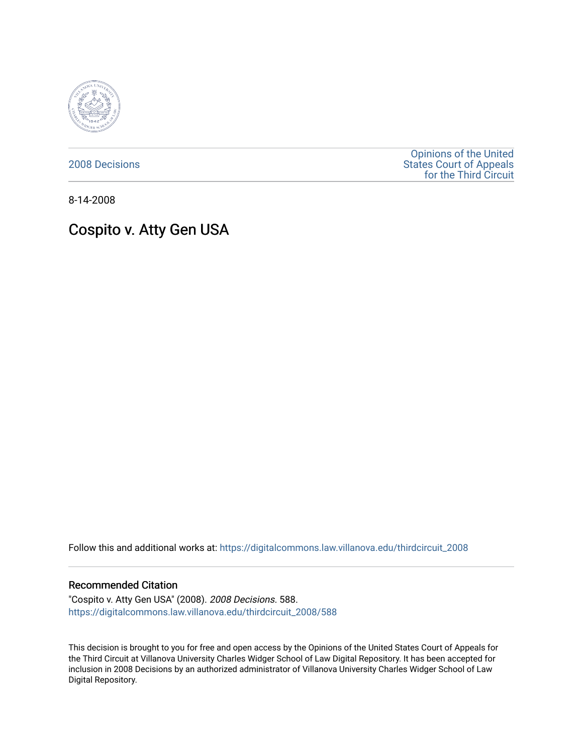2008 Decisions

Opinions of the United States Court of Appeals for the Third Circuit

8-14-2008

# Cospito v. Atty Gen USA

Follow this and additional works at: https://digitalcommons.law.villanova.edu/thirdcircuit_2008

## Recommended Citation

"Cospito v. Atty Gen USA" (2008). *2008 Decisions*. 588.
https://digitalcommons.law.villanova.edu/thirdcircuit_2008/588

This decision is brought to you for free and open access by the Opinions of the United States Court of Appeals for the Third Circuit at Villanova University Charles Widger School of Law Digital Repository. It has been accepted for inclusion in 2008 Decisions by an authorized administrator of Villanova University Charles Widger School of Law Digital Repository.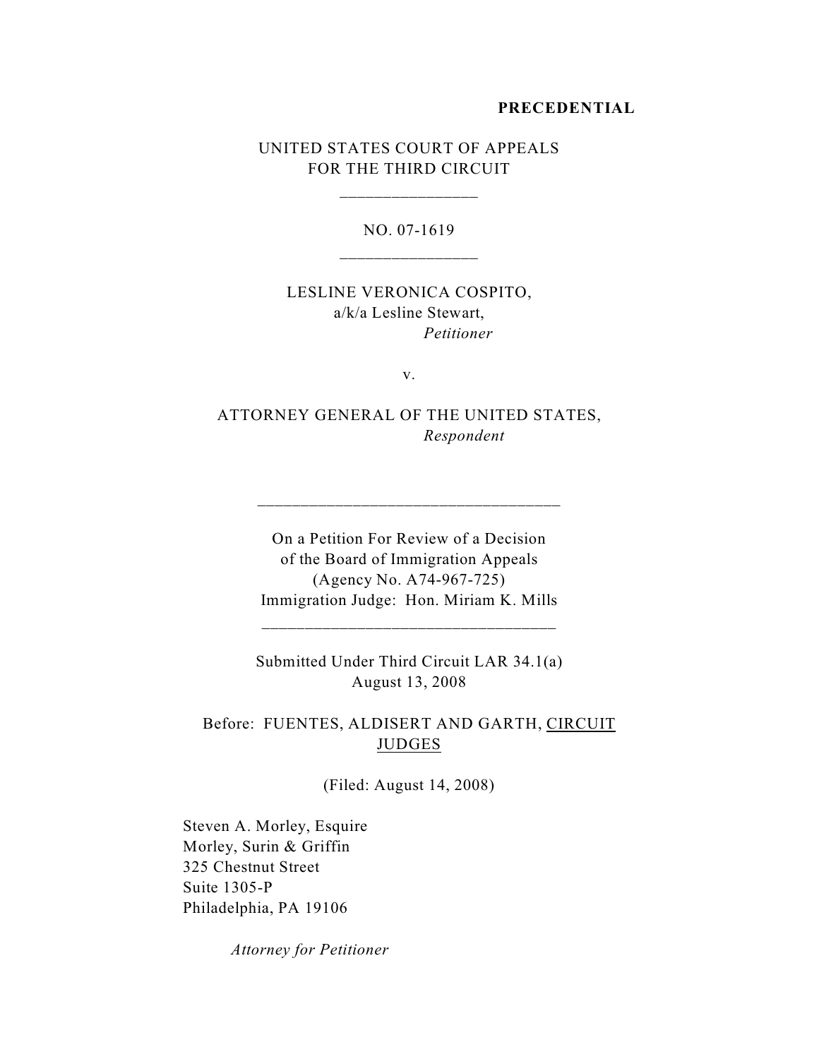**PRECEDENTIAL**

UNITED STATES COURT OF APPEALS
FOR THE THIRD CIRCUIT

\_\_\_\_\_\_\_\_\_\_\_\_\_\_\_\_

NO. 07-1619

\_\_\_\_\_\_\_\_\_\_\_\_\_\_\_\_

LESLINE VERONICA COSPITO,
a/k/a Lesline Stewart,
*Petitioner*

v.

ATTORNEY GENERAL OF THE UNITED STATES,
*Respondent*

\_\_\_\_\_\_\_\_\_\_\_\_\_\_\_\_\_\_\_\_\_\_\_\_\_\_\_\_\_\_\_\_\_\_\_\_

On a Petition For Review of a Decision
of the Board of Immigration Appeals
(Agency No. A74-967-725)
Immigration Judge: Hon. Miriam K. Mills

\_\_\_\_\_\_\_\_\_\_\_\_\_\_\_\_\_\_\_\_\_\_\_\_\_\_\_\_\_\_\_\_\_\_\_\_

Submitted Under Third Circuit LAR 34.1(a)
August 13, 2008

Before: FUENTES, ALDISERT AND GARTH, CIRCUIT JUDGES

(Filed: August 14, 2008)

Steven A. Morley, Esquire
Morley, Surin & Griffin
325 Chestnut Street
Suite 1305-P
Philadelphia, PA 19106

*Attorney for Petitioner*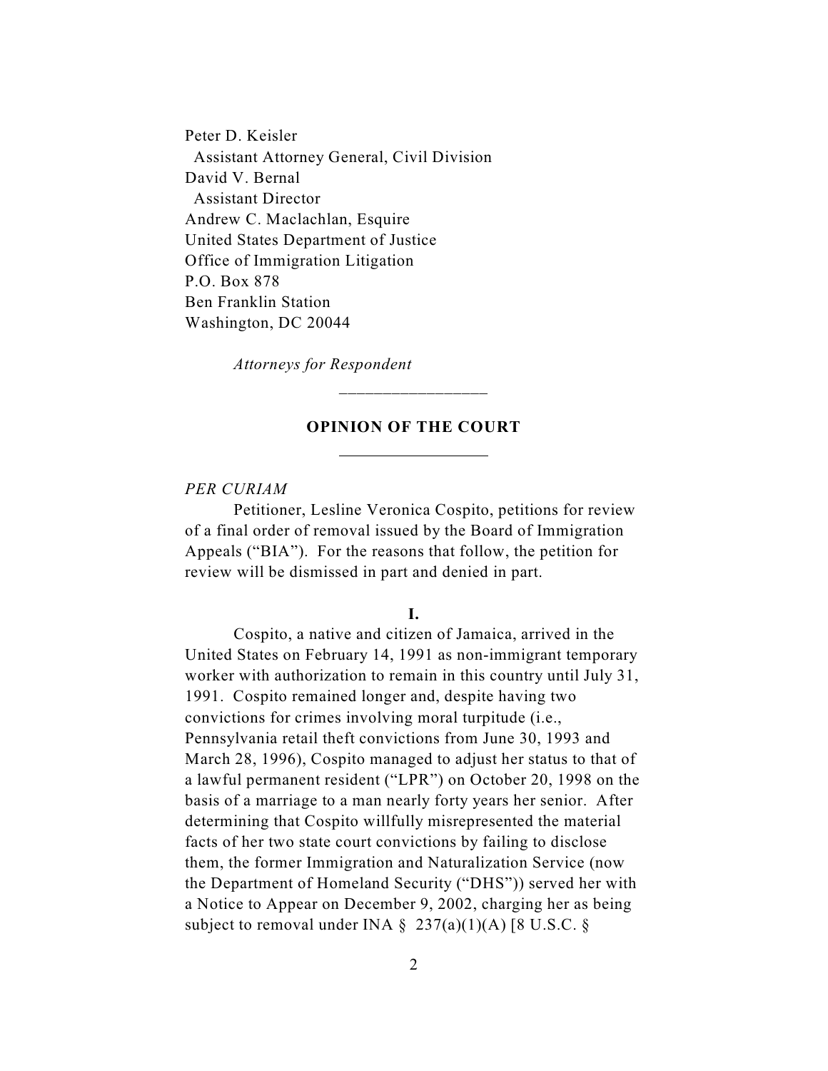Peter D. Keisler
  Assistant Attorney General, Civil Division
David V. Bernal
  Assistant Director
Andrew C. Maclachlan, Esquire
United States Department of Justice
Office of Immigration Litigation
P.O. Box 878
Ben Franklin Station
Washington, DC 20044

*Attorneys for Respondent*

---

**OPINION OF THE COURT**

---

*PER CURIAM*

Petitioner, Lesline Veronica Cospito, petitions for review of a final order of removal issued by the Board of Immigration Appeals ("BIA"). For the reasons that follow, the petition for review will be dismissed in part and denied in part.

**I.**

Cospito, a native and citizen of Jamaica, arrived in the United States on February 14, 1991 as non-immigrant temporary worker with authorization to remain in this country until July 31, 1991. Cospito remained longer and, despite having two convictions for crimes involving moral turpitude (i.e., Pennsylvania retail theft convictions from June 30, 1993 and March 28, 1996), Cospito managed to adjust her status to that of a lawful permanent resident ("LPR") on October 20, 1998 on the basis of a marriage to a man nearly forty years her senior. After determining that Cospito willfully misrepresented the material facts of her two state court convictions by failing to disclose them, the former Immigration and Naturalization Service (now the Department of Homeland Security ("DHS")) served her with a Notice to Appear on December 9, 2002, charging her as being subject to removal under INA § 237(a)(1)(A) [8 U.S.C. §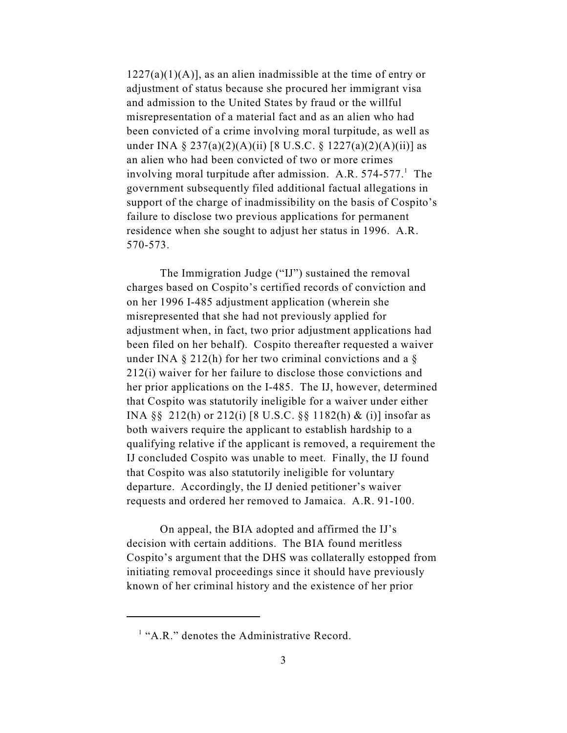1227(a)(1)(A)], as an alien inadmissible at the time of entry or adjustment of status because she procured her immigrant visa and admission to the United States by fraud or the willful misrepresentation of a material fact and as an alien who had been convicted of a crime involving moral turpitude, as well as under INA § 237(a)(2)(A)(ii) [8 U.S.C. § 1227(a)(2)(A)(ii)] as an alien who had been convicted of two or more crimes involving moral turpitude after admission. A.R. 574-577.[1] The government subsequently filed additional factual allegations in support of the charge of inadmissibility on the basis of Cospito's failure to disclose two previous applications for permanent residence when she sought to adjust her status in 1996. A.R. 570-573.

The Immigration Judge ("IJ") sustained the removal charges based on Cospito's certified records of conviction and on her 1996 I-485 adjustment application (wherein she misrepresented that she had not previously applied for adjustment when, in fact, two prior adjustment applications had been filed on her behalf). Cospito thereafter requested a waiver under INA § 212(h) for her two criminal convictions and a § 212(i) waiver for her failure to disclose those convictions and her prior applications on the I-485. The IJ, however, determined that Cospito was statutorily ineligible for a waiver under either INA §§ 212(h) or 212(i) [8 U.S.C. §§ 1182(h) & (i)] insofar as both waivers require the applicant to establish hardship to a qualifying relative if the applicant is removed, a requirement the IJ concluded Cospito was unable to meet. Finally, the IJ found that Cospito was also statutorily ineligible for voluntary departure. Accordingly, the IJ denied petitioner's waiver requests and ordered her removed to Jamaica. A.R. 91-100.

On appeal, the BIA adopted and affirmed the IJ's decision with certain additions. The BIA found meritless Cospito's argument that the DHS was collaterally estopped from initiating removal proceedings since it should have previously known of her criminal history and the existence of her prior

---

[1] "A.R." denotes the Administrative Record.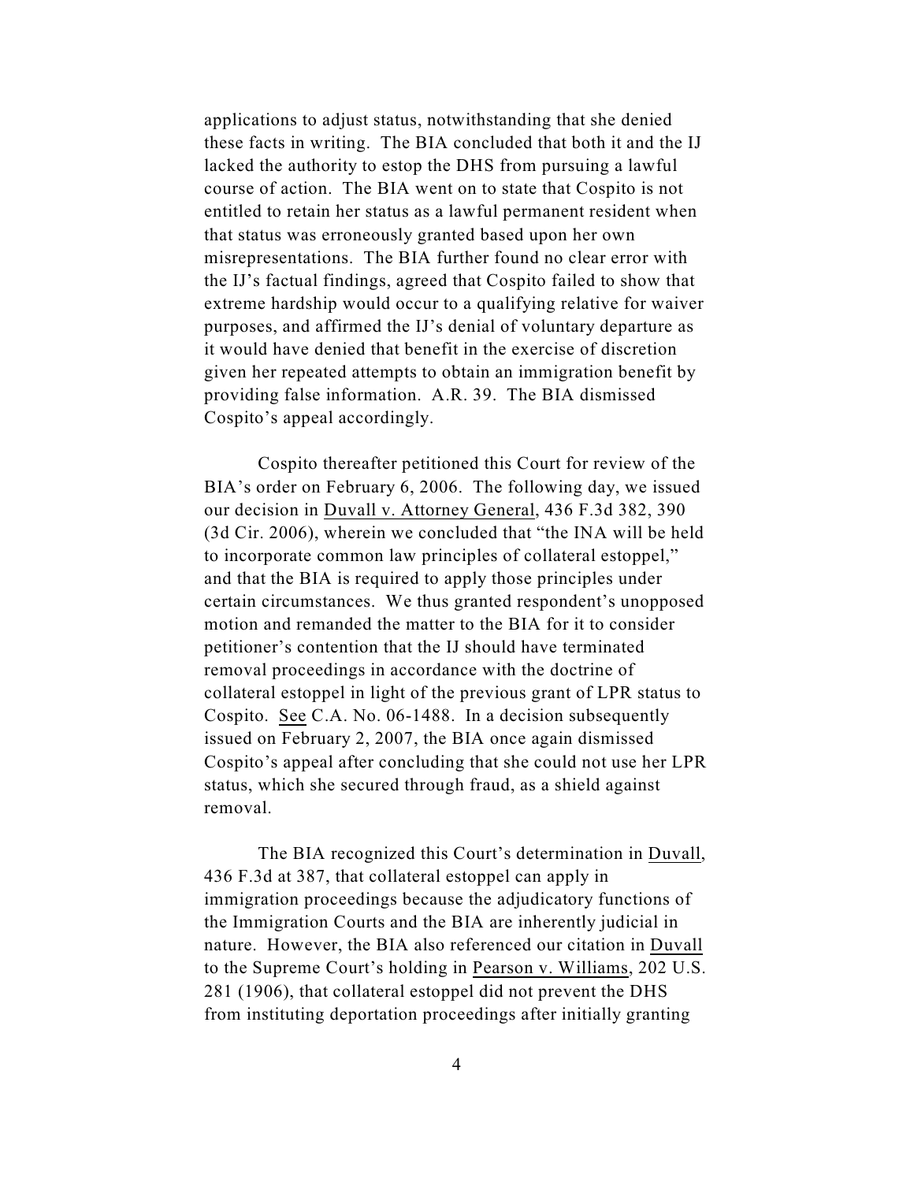applications to adjust status, notwithstanding that she denied these facts in writing. The BIA concluded that both it and the IJ lacked the authority to estop the DHS from pursuing a lawful course of action. The BIA went on to state that Cospito is not entitled to retain her status as a lawful permanent resident when that status was erroneously granted based upon her own misrepresentations. The BIA further found no clear error with the IJ's factual findings, agreed that Cospito failed to show that extreme hardship would occur to a qualifying relative for waiver purposes, and affirmed the IJ's denial of voluntary departure as it would have denied that benefit in the exercise of discretion given her repeated attempts to obtain an immigration benefit by providing false information. A.R. 39. The BIA dismissed Cospito's appeal accordingly.

Cospito thereafter petitioned this Court for review of the BIA's order on February 6, 2006. The following day, we issued our decision in Duvall v. Attorney General, 436 F.3d 382, 390 (3d Cir. 2006), wherein we concluded that "the INA will be held to incorporate common law principles of collateral estoppel," and that the BIA is required to apply those principles under certain circumstances. We thus granted respondent's unopposed motion and remanded the matter to the BIA for it to consider petitioner's contention that the IJ should have terminated removal proceedings in accordance with the doctrine of collateral estoppel in light of the previous grant of LPR status to Cospito. See C.A. No. 06-1488. In a decision subsequently issued on February 2, 2007, the BIA once again dismissed Cospito's appeal after concluding that she could not use her LPR status, which she secured through fraud, as a shield against removal.

The BIA recognized this Court's determination in Duvall, 436 F.3d at 387, that collateral estoppel can apply in immigration proceedings because the adjudicatory functions of the Immigration Courts and the BIA are inherently judicial in nature. However, the BIA also referenced our citation in Duvall to the Supreme Court's holding in Pearson v. Williams, 202 U.S. 281 (1906), that collateral estoppel did not prevent the DHS from instituting deportation proceedings after initially granting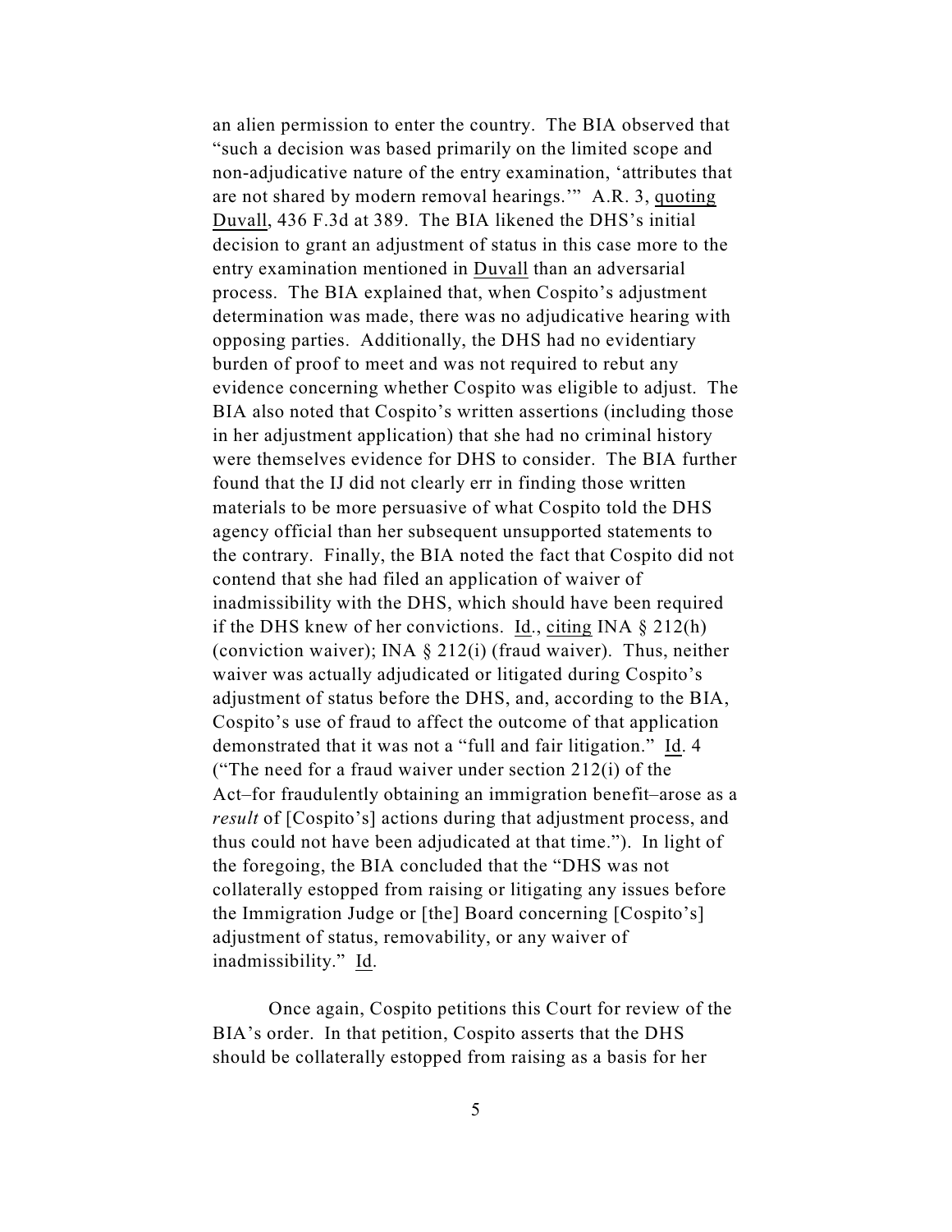an alien permission to enter the country. The BIA observed that "such a decision was based primarily on the limited scope and non-adjudicative nature of the entry examination, 'attributes that are not shared by modern removal hearings.'" A.R. 3, quoting Duvall, 436 F.3d at 389. The BIA likened the DHS's initial decision to grant an adjustment of status in this case more to the entry examination mentioned in Duvall than an adversarial process. The BIA explained that, when Cospito's adjustment determination was made, there was no adjudicative hearing with opposing parties. Additionally, the DHS had no evidentiary burden of proof to meet and was not required to rebut any evidence concerning whether Cospito was eligible to adjust. The BIA also noted that Cospito's written assertions (including those in her adjustment application) that she had no criminal history were themselves evidence for DHS to consider. The BIA further found that the IJ did not clearly err in finding those written materials to be more persuasive of what Cospito told the DHS agency official than her subsequent unsupported statements to the contrary. Finally, the BIA noted the fact that Cospito did not contend that she had filed an application of waiver of inadmissibility with the DHS, which should have been required if the DHS knew of her convictions. Id., citing INA § 212(h) (conviction waiver); INA § 212(i) (fraud waiver). Thus, neither waiver was actually adjudicated or litigated during Cospito's adjustment of status before the DHS, and, according to the BIA, Cospito's use of fraud to affect the outcome of that application demonstrated that it was not a "full and fair litigation." Id. 4 ("The need for a fraud waiver under section 212(i) of the Act–for fraudulently obtaining an immigration benefit–arose as a *result* of [Cospito's] actions during that adjustment process, and thus could not have been adjudicated at that time."). In light of the foregoing, the BIA concluded that the "DHS was not collaterally estopped from raising or litigating any issues before the Immigration Judge or [the] Board concerning [Cospito's] adjustment of status, removability, or any waiver of inadmissibility." Id.

Once again, Cospito petitions this Court for review of the BIA's order. In that petition, Cospito asserts that the DHS should be collaterally estopped from raising as a basis for her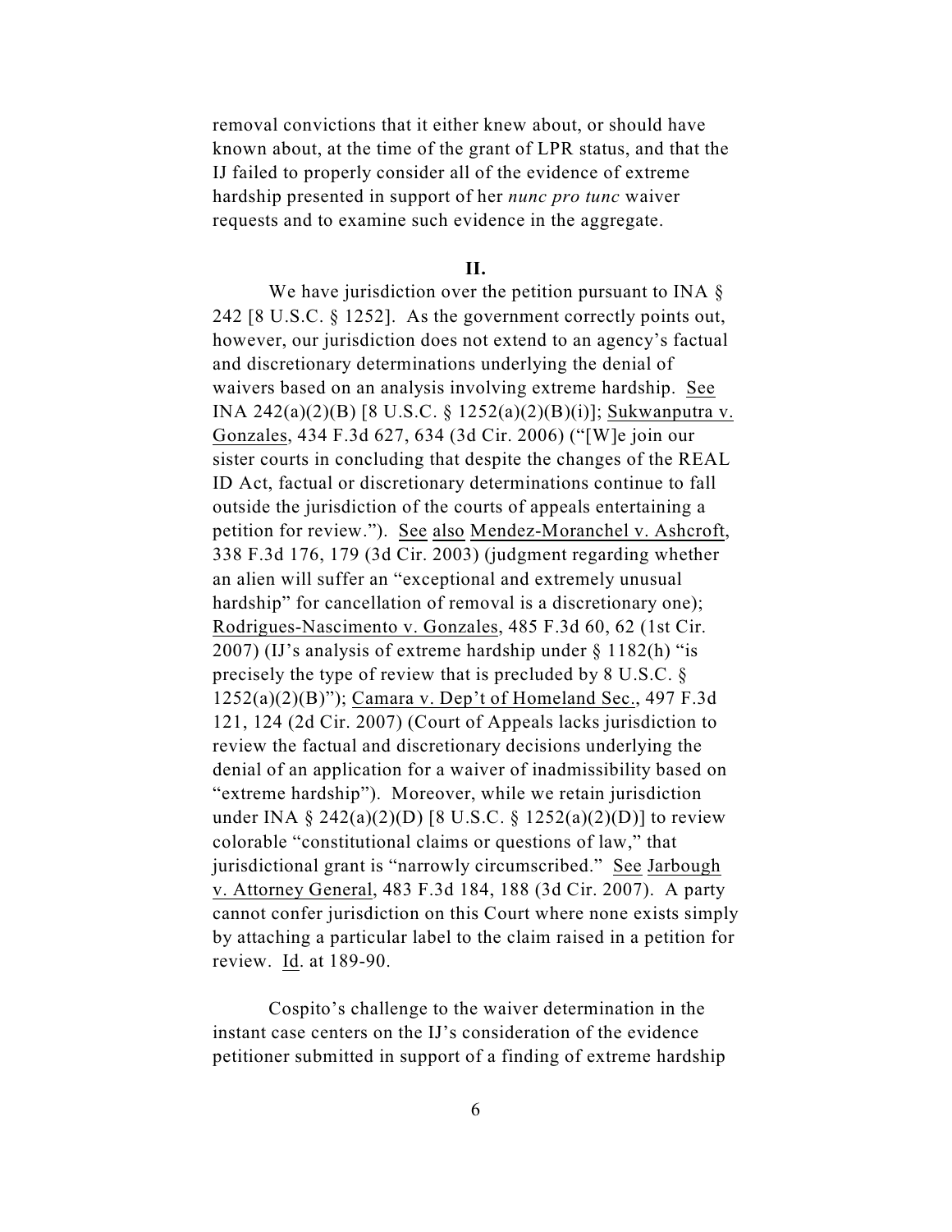removal convictions that it either knew about, or should have known about, at the time of the grant of LPR status, and that the IJ failed to properly consider all of the evidence of extreme hardship presented in support of her *nunc pro tunc* waiver requests and to examine such evidence in the aggregate.

**II.**

We have jurisdiction over the petition pursuant to INA § 242 [8 U.S.C. § 1252]. As the government correctly points out, however, our jurisdiction does not extend to an agency's factual and discretionary determinations underlying the denial of waivers based on an analysis involving extreme hardship. See INA 242(a)(2)(B) [8 U.S.C. § 1252(a)(2)(B)(i)]; Sukwanputra v. Gonzales, 434 F.3d 627, 634 (3d Cir. 2006) ("[W]e join our sister courts in concluding that despite the changes of the REAL ID Act, factual or discretionary determinations continue to fall outside the jurisdiction of the courts of appeals entertaining a petition for review."). See also Mendez-Moranchel v. Ashcroft, 338 F.3d 176, 179 (3d Cir. 2003) (judgment regarding whether an alien will suffer an "exceptional and extremely unusual hardship" for cancellation of removal is a discretionary one); Rodrigues-Nascimento v. Gonzales, 485 F.3d 60, 62 (1st Cir. 2007) (IJ's analysis of extreme hardship under § 1182(h) "is precisely the type of review that is precluded by 8 U.S.C. § 1252(a)(2)(B)"); Camara v. Dep't of Homeland Sec., 497 F.3d 121, 124 (2d Cir. 2007) (Court of Appeals lacks jurisdiction to review the factual and discretionary decisions underlying the denial of an application for a waiver of inadmissibility based on "extreme hardship"). Moreover, while we retain jurisdiction under INA § 242(a)(2)(D) [8 U.S.C. § 1252(a)(2)(D)] to review colorable "constitutional claims or questions of law," that jurisdictional grant is "narrowly circumscribed." See Jarbough v. Attorney General, 483 F.3d 184, 188 (3d Cir. 2007). A party cannot confer jurisdiction on this Court where none exists simply by attaching a particular label to the claim raised in a petition for review. Id. at 189-90.

Cospito's challenge to the waiver determination in the instant case centers on the IJ's consideration of the evidence petitioner submitted in support of a finding of extreme hardship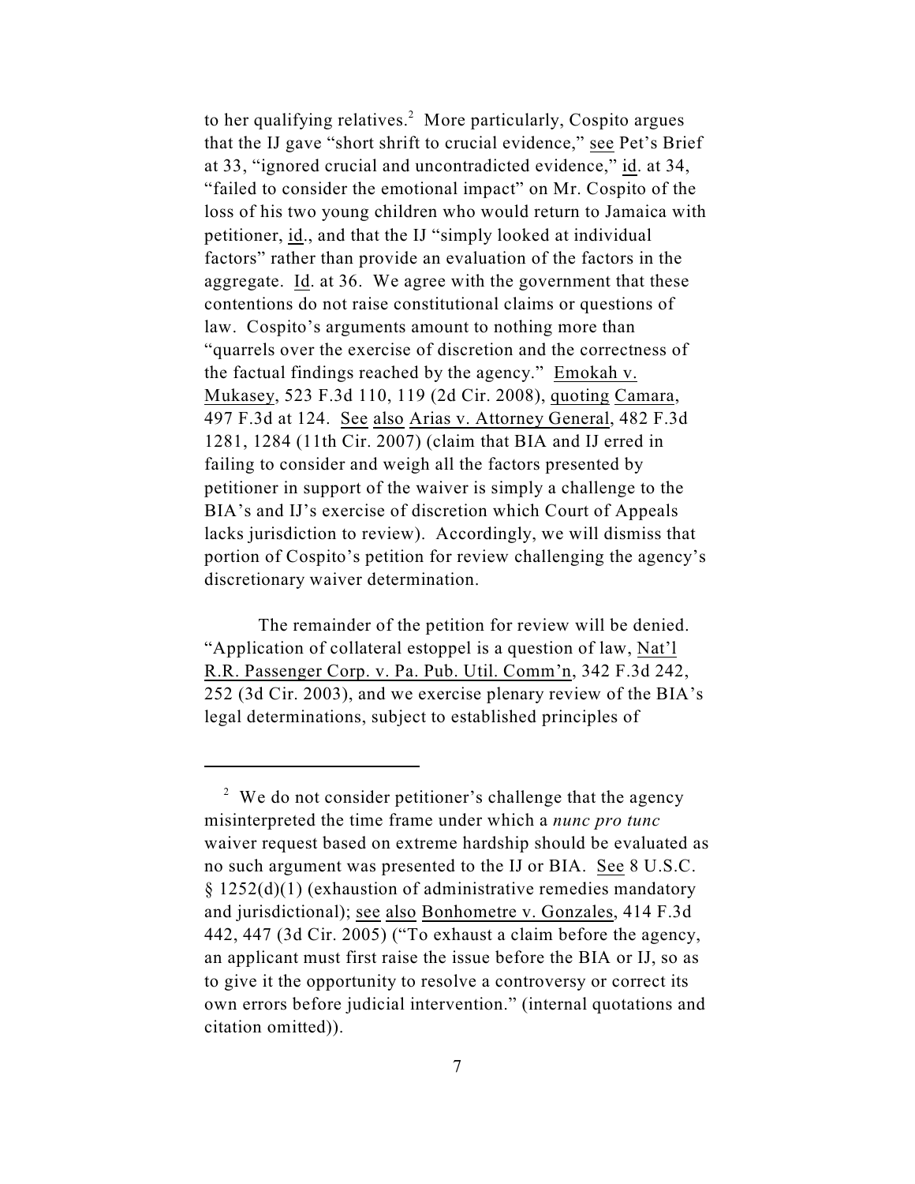to her qualifying relatives.[2] More particularly, Cospito argues that the IJ gave "short shrift to crucial evidence," see Pet's Brief at 33, "ignored crucial and uncontradicted evidence," id. at 34, "failed to consider the emotional impact" on Mr. Cospito of the loss of his two young children who would return to Jamaica with petitioner, id., and that the IJ "simply looked at individual factors" rather than provide an evaluation of the factors in the aggregate. Id. at 36. We agree with the government that these contentions do not raise constitutional claims or questions of law. Cospito's arguments amount to nothing more than "quarrels over the exercise of discretion and the correctness of the factual findings reached by the agency." Emokah v. Mukasey, 523 F.3d 110, 119 (2d Cir. 2008), quoting Camara, 497 F.3d at 124. See also Arias v. Attorney General, 482 F.3d 1281, 1284 (11th Cir. 2007) (claim that BIA and IJ erred in failing to consider and weigh all the factors presented by petitioner in support of the waiver is simply a challenge to the BIA's and IJ's exercise of discretion which Court of Appeals lacks jurisdiction to review). Accordingly, we will dismiss that portion of Cospito's petition for review challenging the agency's discretionary waiver determination.

The remainder of the petition for review will be denied. "Application of collateral estoppel is a question of law, Nat'l R.R. Passenger Corp. v. Pa. Pub. Util. Comm'n, 342 F.3d 242, 252 (3d Cir. 2003), and we exercise plenary review of the BIA's legal determinations, subject to established principles of

---

[2] We do not consider petitioner's challenge that the agency misinterpreted the time frame under which a *nunc pro tunc* waiver request based on extreme hardship should be evaluated as no such argument was presented to the IJ or BIA. See 8 U.S.C. § 1252(d)(1) (exhaustion of administrative remedies mandatory and jurisdictional); see also Bonhometre v. Gonzales, 414 F.3d 442, 447 (3d Cir. 2005) ("To exhaust a claim before the agency, an applicant must first raise the issue before the BIA or IJ, so as to give it the opportunity to resolve a controversy or correct its own errors before judicial intervention." (internal quotations and citation omitted)).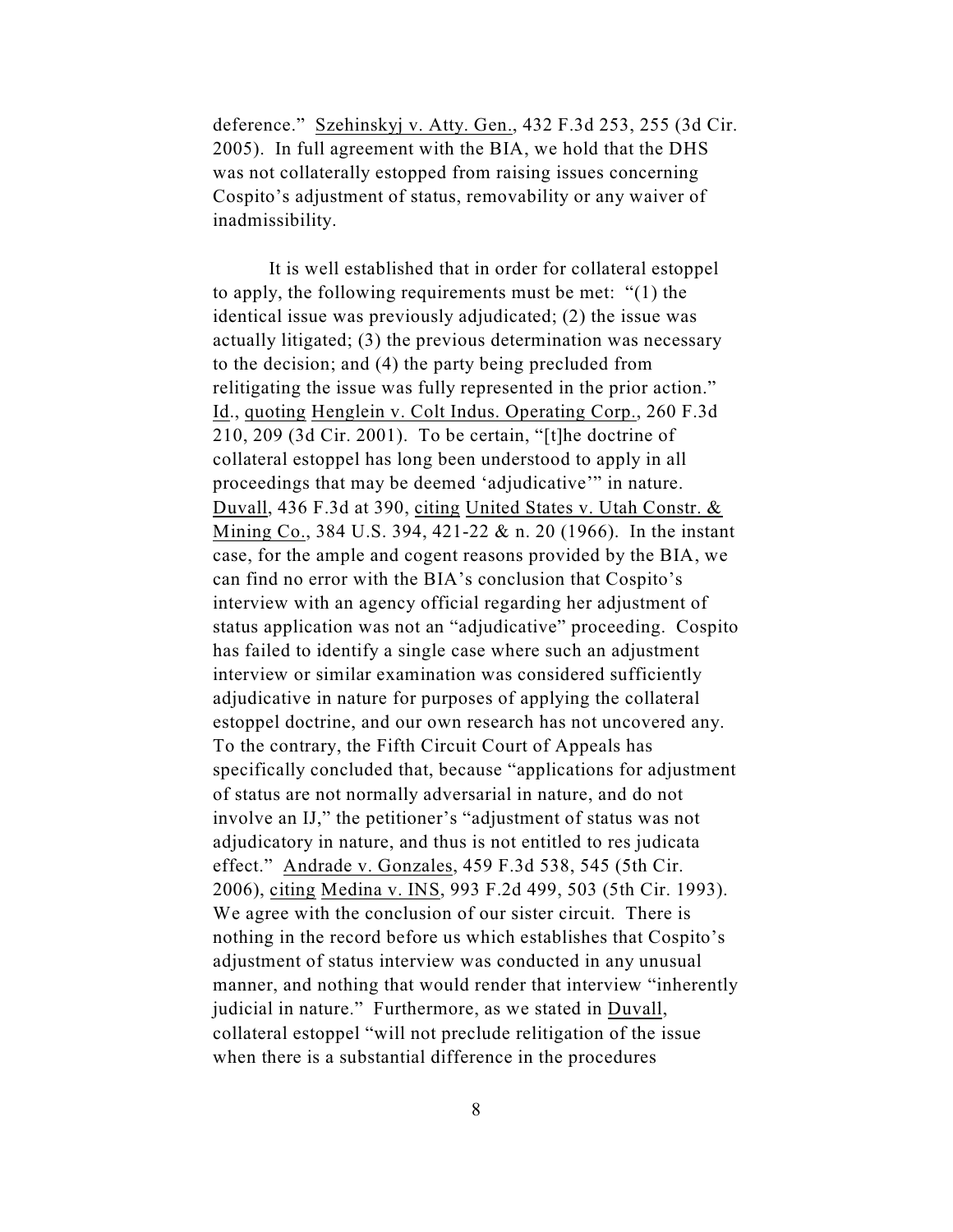deference." Szehinskyj v. Atty. Gen., 432 F.3d 253, 255 (3d Cir. 2005). In full agreement with the BIA, we hold that the DHS was not collaterally estopped from raising issues concerning Cospito's adjustment of status, removability or any waiver of inadmissibility.

It is well established that in order for collateral estoppel to apply, the following requirements must be met: "(1) the identical issue was previously adjudicated; (2) the issue was actually litigated; (3) the previous determination was necessary to the decision; and (4) the party being precluded from relitigating the issue was fully represented in the prior action." Id., quoting Henglein v. Colt Indus. Operating Corp., 260 F.3d 210, 209 (3d Cir. 2001). To be certain, "[t]he doctrine of collateral estoppel has long been understood to apply in all proceedings that may be deemed 'adjudicative'" in nature. Duvall, 436 F.3d at 390, citing United States v. Utah Constr. & Mining Co., 384 U.S. 394, 421-22 & n. 20 (1966). In the instant case, for the ample and cogent reasons provided by the BIA, we can find no error with the BIA's conclusion that Cospito's interview with an agency official regarding her adjustment of status application was not an "adjudicative" proceeding. Cospito has failed to identify a single case where such an adjustment interview or similar examination was considered sufficiently adjudicative in nature for purposes of applying the collateral estoppel doctrine, and our own research has not uncovered any. To the contrary, the Fifth Circuit Court of Appeals has specifically concluded that, because "applications for adjustment of status are not normally adversarial in nature, and do not involve an IJ," the petitioner's "adjustment of status was not adjudicatory in nature, and thus is not entitled to res judicata effect." Andrade v. Gonzales, 459 F.3d 538, 545 (5th Cir. 2006), citing Medina v. INS, 993 F.2d 499, 503 (5th Cir. 1993). We agree with the conclusion of our sister circuit. There is nothing in the record before us which establishes that Cospito's adjustment of status interview was conducted in any unusual manner, and nothing that would render that interview "inherently judicial in nature." Furthermore, as we stated in Duvall, collateral estoppel "will not preclude relitigation of the issue when there is a substantial difference in the procedures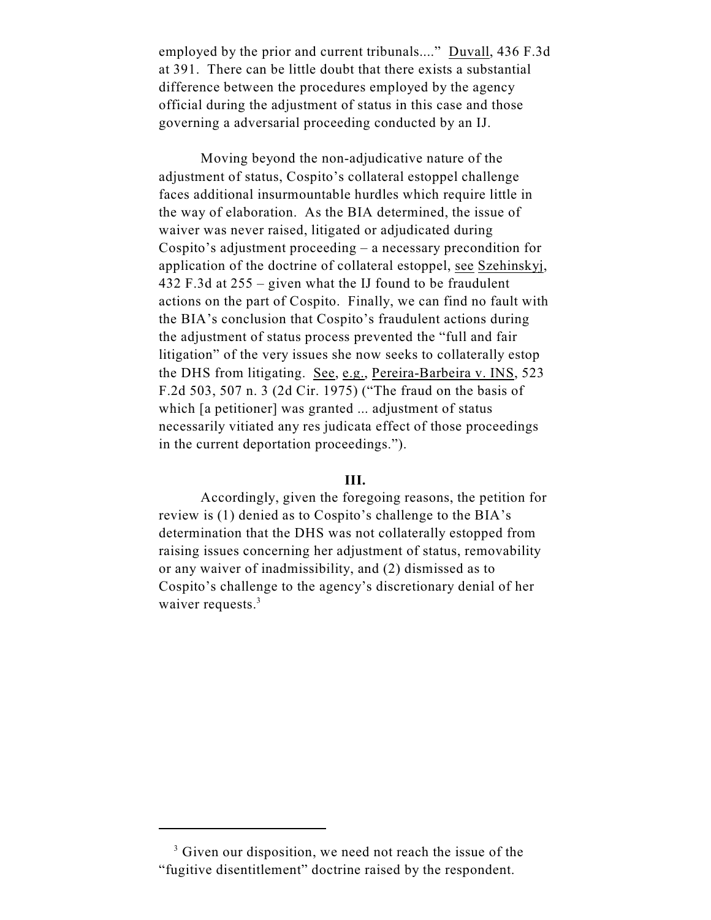employed by the prior and current tribunals...." Duvall, 436 F.3d at 391. There can be little doubt that there exists a substantial difference between the procedures employed by the agency official during the adjustment of status in this case and those governing a adversarial proceeding conducted by an IJ.

Moving beyond the non-adjudicative nature of the adjustment of status, Cospito's collateral estoppel challenge faces additional insurmountable hurdles which require little in the way of elaboration. As the BIA determined, the issue of waiver was never raised, litigated or adjudicated during Cospito's adjustment proceeding – a necessary precondition for application of the doctrine of collateral estoppel, see Szehinskyj, 432 F.3d at 255 – given what the IJ found to be fraudulent actions on the part of Cospito. Finally, we can find no fault with the BIA's conclusion that Cospito's fraudulent actions during the adjustment of status process prevented the "full and fair litigation" of the very issues she now seeks to collaterally estop the DHS from litigating. See, e.g., Pereira-Barbeira v. INS, 523 F.2d 503, 507 n. 3 (2d Cir. 1975) ("The fraud on the basis of which [a petitioner] was granted ... adjustment of status necessarily vitiated any res judicata effect of those proceedings in the current deportation proceedings.").

### III.

Accordingly, given the foregoing reasons, the petition for review is (1) denied as to Cospito's challenge to the BIA's determination that the DHS was not collaterally estopped from raising issues concerning her adjustment of status, removability or any waiver of inadmissibility, and (2) dismissed as to Cospito's challenge to the agency's discretionary denial of her waiver requests.[3]

---

[3] Given our disposition, we need not reach the issue of the "fugitive disentitlement" doctrine raised by the respondent.